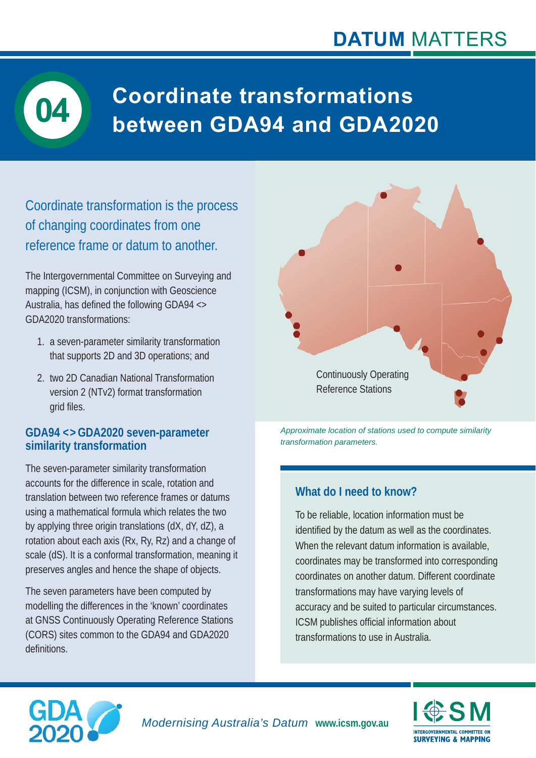# Coordinate transformations between GDA94 and GDA2020

Coordinate transformation is the process of changing coordinates from one reference frame or datum to another.

The Intergovernmental Committee on Surveying and mapping (ICSM), in conjunction with Geoscience Australia, has defined the following GDA94 <> GDA2020 transformations:

1. a seven-parameter similarity transformation that supports 2D and 3D operations; and
2. two 2D Canadian National Transformation version 2 (NTv2) format transformation grid files.

### GDA94 <> GDA2020 seven-parameter similarity transformation

The seven-parameter similarity transformation accounts for the difference in scale, rotation and translation between two reference frames or datums using a mathematical formula which relates the two by applying three origin translations (dX, dY, dZ), a rotation about each axis (Rx, Ry, Rz) and a change of scale (dS). It is a conformal transformation, meaning it preserves angles and hence the shape of objects.

The seven parameters have been computed by modelling the differences in the 'known' coordinates at GNSS Continuously Operating Reference Stations (CORS) sites common to the GDA94 and GDA2020 definitions.

Continuously Operating Reference Stations

*Approximate location of stations used to compute similarity transformation parameters.*

### What do I need to know?

To be reliable, location information must be identified by the datum as well as the coordinates. When the relevant datum information is available, coordinates may be transformed into corresponding coordinates on another datum. Different coordinate transformations may have varying levels of accuracy and be suited to particular circumstances. ICSM publishes official information about transformations to use in Australia.

*Modernising Australia's Datum* **www.icsm.gov.au**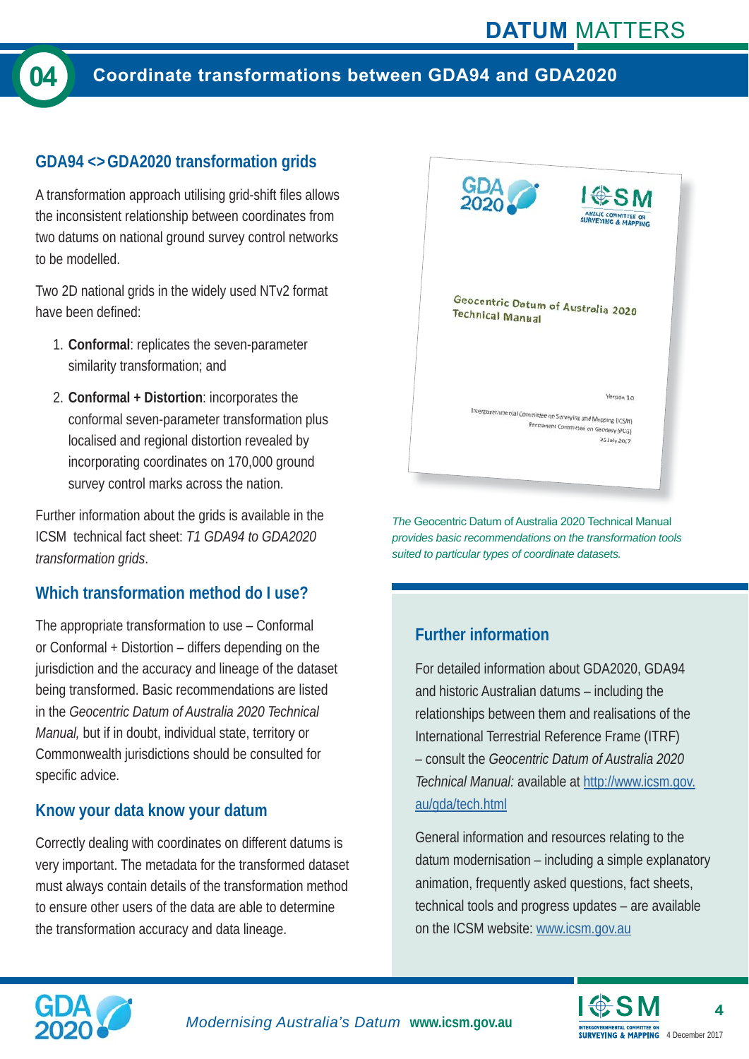# 04 Coordinate transformations between GDA94 and GDA2020

## GDA94 <> GDA2020 transformation grids

A transformation approach utilising grid-shift files allows the inconsistent relationship between coordinates from two datums on national ground survey control networks to be modelled.

Two 2D national grids in the widely used NTv2 format have been defined:

1. **Conformal**: replicates the seven-parameter similarity transformation; and
2. **Conformal + Distortion**: incorporates the conformal seven-parameter transformation plus localised and regional distortion revealed by incorporating coordinates on 170,000 ground survey control marks across the nation.

Further information about the grids is available in the ICSM technical fact sheet: *T1 GDA94 to GDA2020 transformation grids*.

## Which transformation method do I use?

The appropriate transformation to use – Conformal or Conformal + Distortion – differs depending on the jurisdiction and the accuracy and lineage of the dataset being transformed. Basic recommendations are listed in the *Geocentric Datum of Australia 2020 Technical Manual,* but if in doubt, individual state, territory or Commonwealth jurisdictions should be consulted for specific advice.

## Know your data know your datum

Correctly dealing with coordinates on different datums is very important. The metadata for the transformed dataset must always contain details of the transformation method to ensure other users of the data are able to determine the transformation accuracy and data lineage.

*The* Geocentric Datum of Australia 2020 Technical Manual *provides basic recommendations on the transformation tools suited to particular types of coordinate datasets.*

## Further information

For detailed information about GDA2020, GDA94 and historic Australian datums – including the relationships between them and realisations of the International Terrestrial Reference Frame (ITRF) – consult the *Geocentric Datum of Australia 2020 Technical Manual:* available at http://www.icsm.gov.au/gda/tech.html

General information and resources relating to the datum modernisation – including a simple explanatory animation, frequently asked questions, fact sheets, technical tools and progress updates – are available on the ICSM website: www.icsm.gov.au